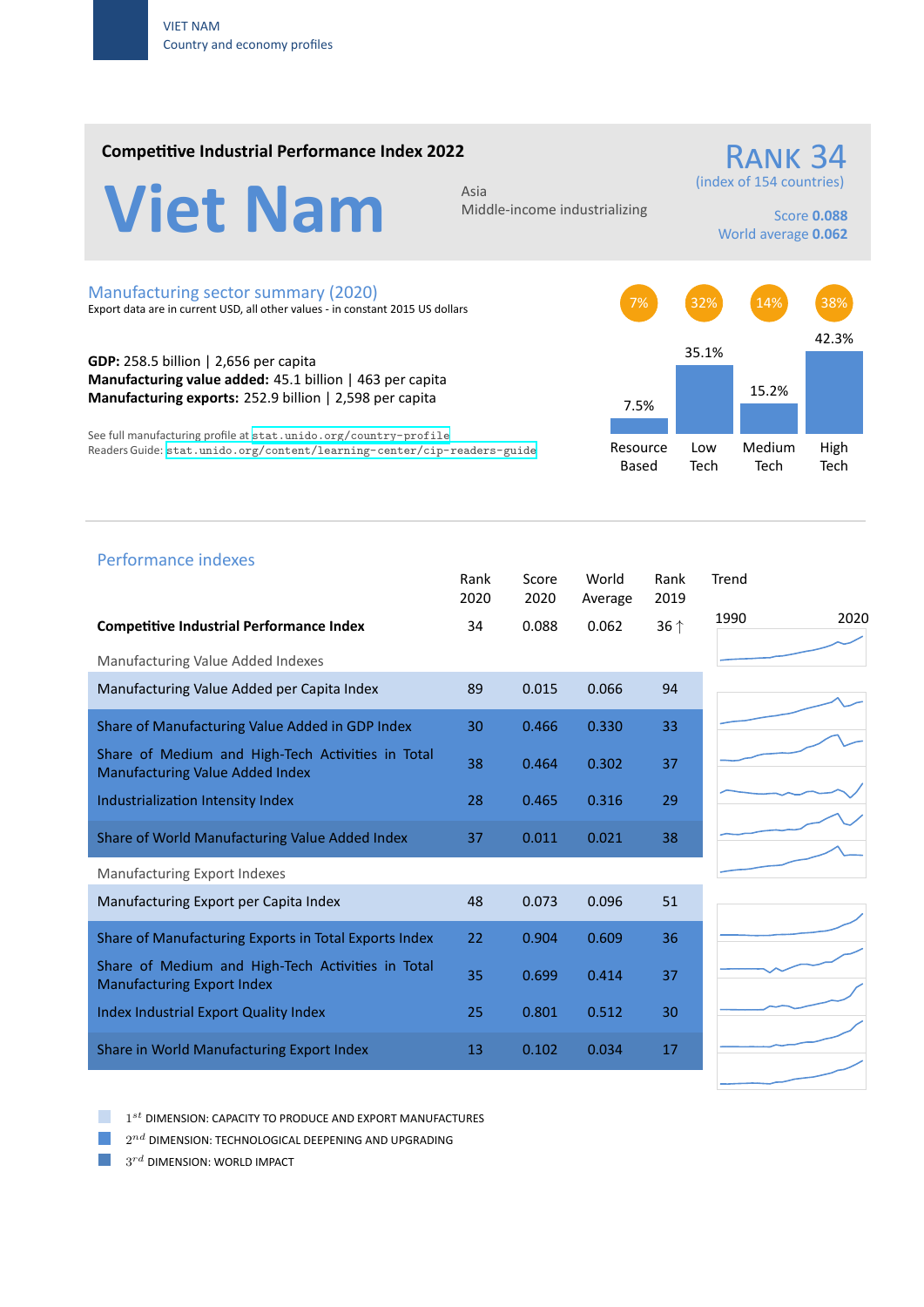VIET NAM
Country and economy profiles

## Competitive Industrial Performance Index 2022

# Viet Nam

Asia
Middle-income industrializing

**RANK 34**
(index of 154 countries)

Score **0.088**
World average **0.062**

## Manufacturing sector summary (2020)

Export data are in current USD, all other values - in constant 2015 US dollars

**GDP:** 258.5 billion | 2,656 per capita
**Manufacturing value added:** 45.1 billion | 463 per capita
**Manufacturing exports:** 252.9 billion | 2,598 per capita

See full manufacturing profile at stat.unido.org/country-profile
Readers Guide: stat.unido.org/content/learning-center/cip-readers-guide

| | Resource Based | Low Tech | Medium Tech | High Tech |
|---|---|---|---|---|
| Share (circle) | 7% | 32% | 14% | 38% |
| Share (bar) | 7.5% | 35.1% | 15.2% | 42.3% |

## Performance indexes

| | Rank 2020 | Score 2020 | World Average | Rank 2019 | Trend 1990–2020 |
|---|---|---|---|---|---|
| **Competitive Industrial Performance Index** | 34 | 0.088 | 0.062 | 36 ↑ | |
| *Manufacturing Value Added Indexes* | | | | | |
| Manufacturing Value Added per Capita Index | 89 | 0.015 | 0.066 | 94 | |
| Share of Manufacturing Value Added in GDP Index | 30 | 0.466 | 0.330 | 33 | |
| Share of Medium and High-Tech Activities in Total Manufacturing Value Added Index | 38 | 0.464 | 0.302 | 37 | |
| Industrialization Intensity Index | 28 | 0.465 | 0.316 | 29 | |
| Share of World Manufacturing Value Added Index | 37 | 0.011 | 0.021 | 38 | |
| *Manufacturing Export Indexes* | | | | | |
| Manufacturing Export per Capita Index | 48 | 0.073 | 0.096 | 51 | |
| Share of Manufacturing Exports in Total Exports Index | 22 | 0.904 | 0.609 | 36 | |
| Share of Medium and High-Tech Activities in Total Manufacturing Export Index | 35 | 0.699 | 0.414 | 37 | |
| Index Industrial Export Quality Index | 25 | 0.801 | 0.512 | 30 | |
| Share in World Manufacturing Export Index | 13 | 0.102 | 0.034 | 17 | |

- $1^{st}$ DIMENSION: CAPACITY TO PRODUCE AND EXPORT MANUFACTURES
- $2^{nd}$ DIMENSION: TECHNOLOGICAL DEEPENING AND UPGRADING
- $3^{rd}$ DIMENSION: WORLD IMPACT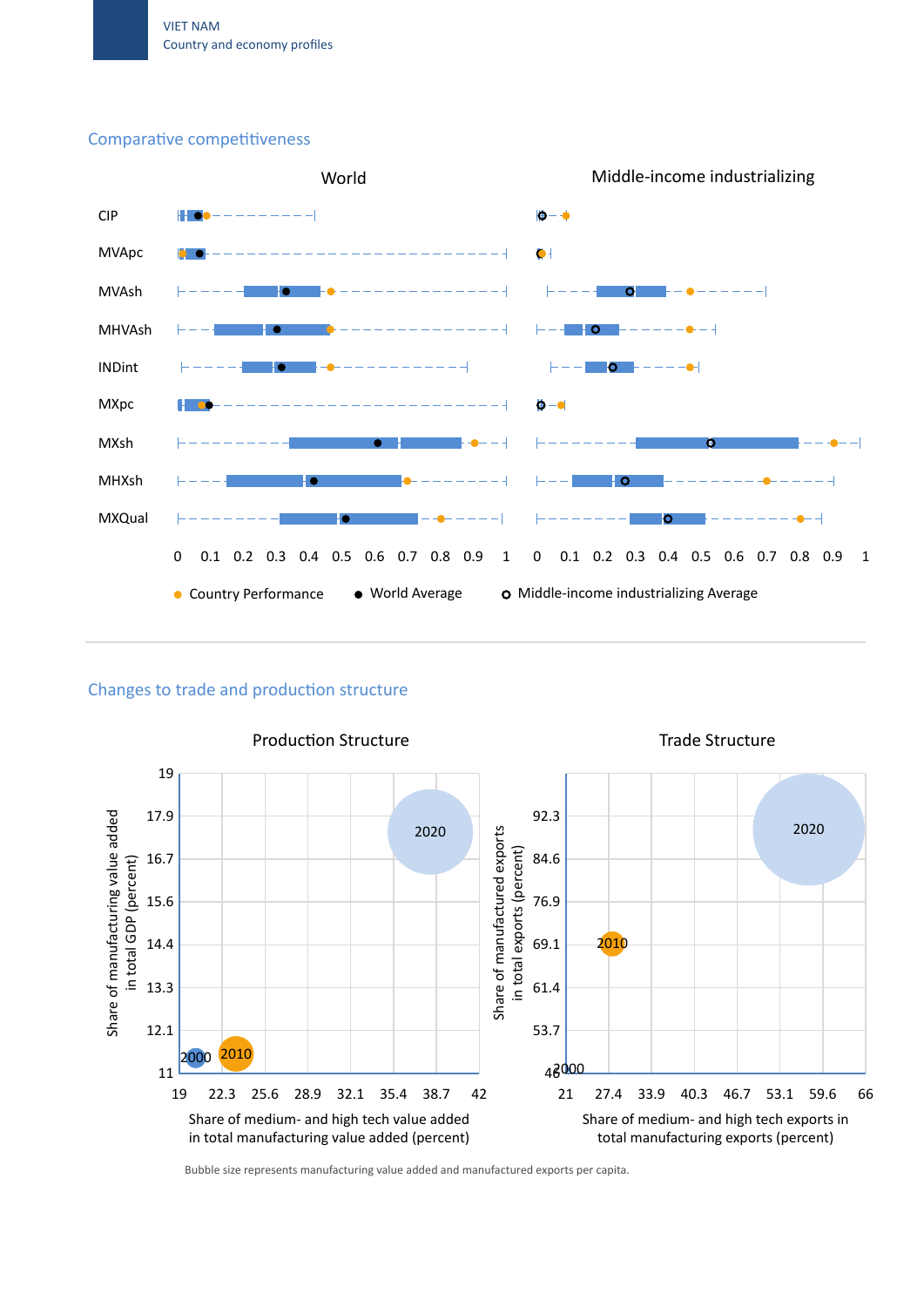## Comparative competitiveness

World

Middle-income industrializing

CIP

MVApc

MVAsh

MHVAsh

INDint

MXpc

MXsh

MHXsh

MXQual

0 0.1 0.2 0.3 0.4 0.5 0.6 0.7 0.8 0.9 1

0 0.1 0.2 0.3 0.4 0.5 0.6 0.7 0.8 0.9 1

Country Performance

World Average

Middle-income industrializing Average

## Changes to trade and production structure

Production Structure

Share of manufacturing value added in total GDP (percent)

19
17.9
16.7
15.6
14.4
13.3
12.1
11

2020
2010
2000

19 22.3 25.6 28.9 32.1 35.4 38.7 42

Share of medium- and high tech value added in total manufacturing value added (percent)

Trade Structure

Share of manufactured exports in total exports (percent)

92.3
84.6
76.9
69.1
61.4
53.7
46

2020
2010
2000

21 27.4 33.9 40.3 46.7 53.1 59.6 66

Share of medium- and high tech exports in total manufacturing exports (percent)

Bubble size represents manufacturing value added and manufactured exports per capita.